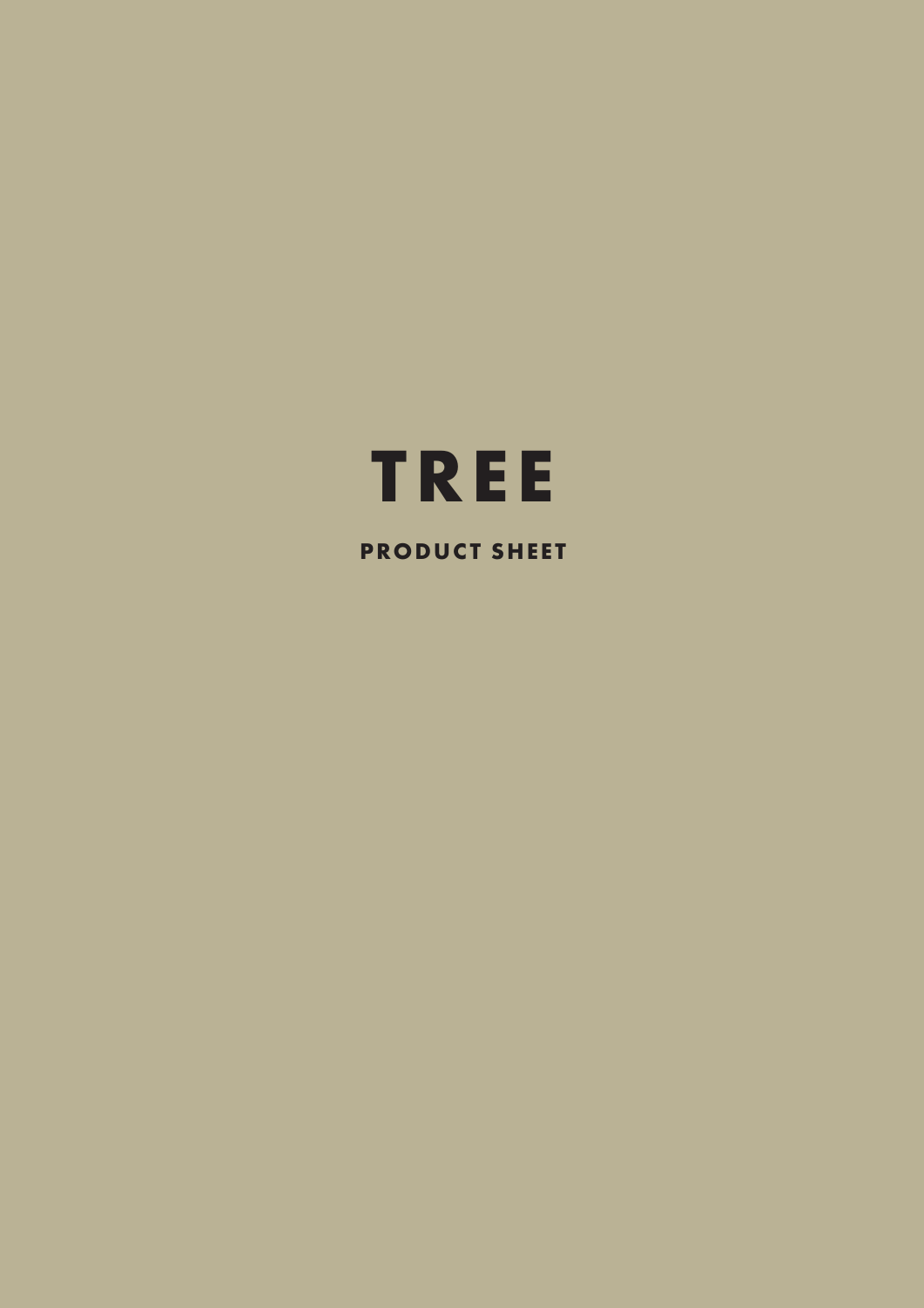# TREE

**PRODUCT SHEET**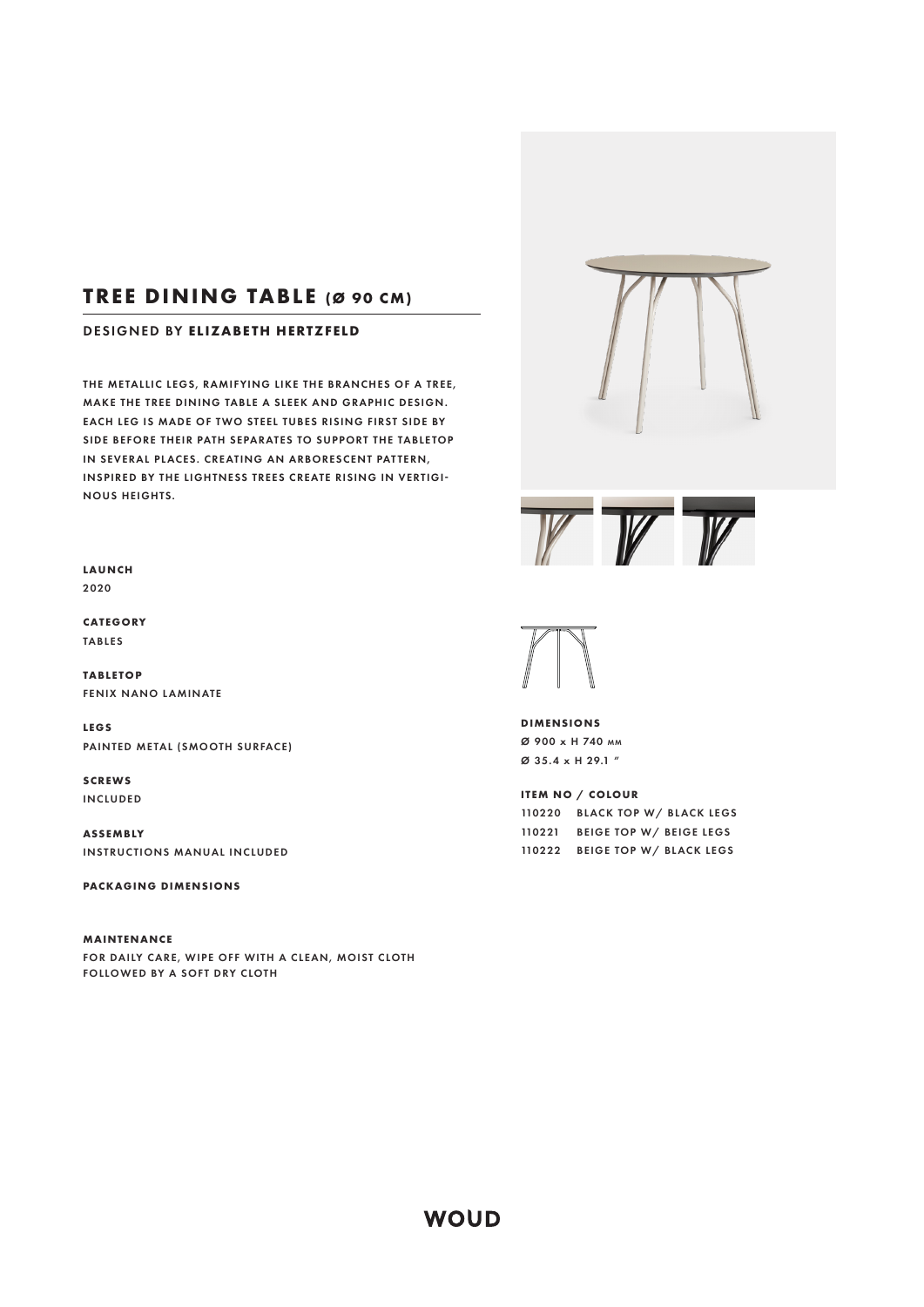# TREE DINING TABLE (Ø 90 CM)

DESIGNED BY **ELIZABETH HERTZFELD**

THE METALLIC LEGS, RAMIFYING LIKE THE BRANCHES OF A TREE, MAKE THE TREE DINING TABLE A SLEEK AND GRAPHIC DESIGN. EACH LEG IS MADE OF TWO STEEL TUBES RISING FIRST SIDE BY SIDE BEFORE THEIR PATH SEPARATES TO SUPPORT THE TABLETOP IN SEVERAL PLACES. CREATING AN ARBORESCENT PATTERN, INSPIRED BY THE LIGHTNESS TREES CREATE RISING IN VERTIGINOUS HEIGHTS.

**LAUNCH**
2020

**CATEGORY**
TABLES

**TABLETOP**
FENIX NANO LAMINATE

**LEGS**
PAINTED METAL (SMOOTH SURFACE)

**SCREWS**
INCLUDED

**ASSEMBLY**
INSTRUCTIONS MANUAL INCLUDED

**PACKAGING DIMENSIONS**

**MAINTENANCE**
FOR DAILY CARE, WIPE OFF WITH A CLEAN, MOIST CLOTH FOLLOWED BY A SOFT DRY CLOTH

**DIMENSIONS**
Ø 900 x H 740 MM
Ø 35.4 x H 29.1 ″

**ITEM NO / COLOUR**
110220 BLACK TOP W/ BLACK LEGS
110221 BEIGE TOP W/ BEIGE LEGS
110222 BEIGE TOP W/ BLACK LEGS

**WOUD**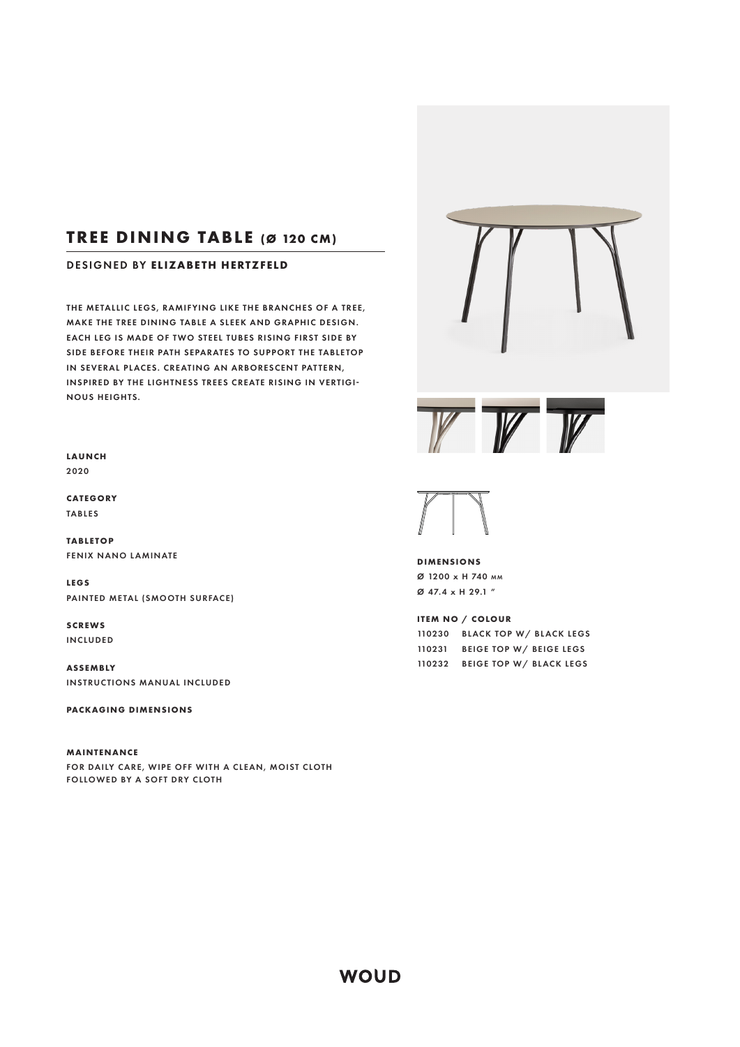# TREE DINING TABLE (Ø 120 CM)

DESIGNED BY **ELIZABETH HERTZFELD**

THE METALLIC LEGS, RAMIFYING LIKE THE BRANCHES OF A TREE, MAKE THE TREE DINING TABLE A SLEEK AND GRAPHIC DESIGN. EACH LEG IS MADE OF TWO STEEL TUBES RISING FIRST SIDE BY SIDE BEFORE THEIR PATH SEPARATES TO SUPPORT THE TABLETOP IN SEVERAL PLACES. CREATING AN ARBORESCENT PATTERN, INSPIRED BY THE LIGHTNESS TREES CREATE RISING IN VERTIGINOUS HEIGHTS.

**LAUNCH**
2020

**CATEGORY**
TABLES

**TABLETOP**
FENIX NANO LAMINATE

**LEGS**
PAINTED METAL (SMOOTH SURFACE)

**SCREWS**
INCLUDED

**ASSEMBLY**
INSTRUCTIONS MANUAL INCLUDED

**PACKAGING DIMENSIONS**

**MAINTENANCE**
FOR DAILY CARE, WIPE OFF WITH A CLEAN, MOIST CLOTH FOLLOWED BY A SOFT DRY CLOTH

**DIMENSIONS**
Ø 1200 x H 740 MM
Ø 47.4 x H 29.1 "

**ITEM NO / COLOUR**

| | |
|---|---|
| 110230 | BLACK TOP W/ BLACK LEGS |
| 110231 | BEIGE TOP W/ BEIGE LEGS |
| 110232 | BEIGE TOP W/ BLACK LEGS |

**WOUD**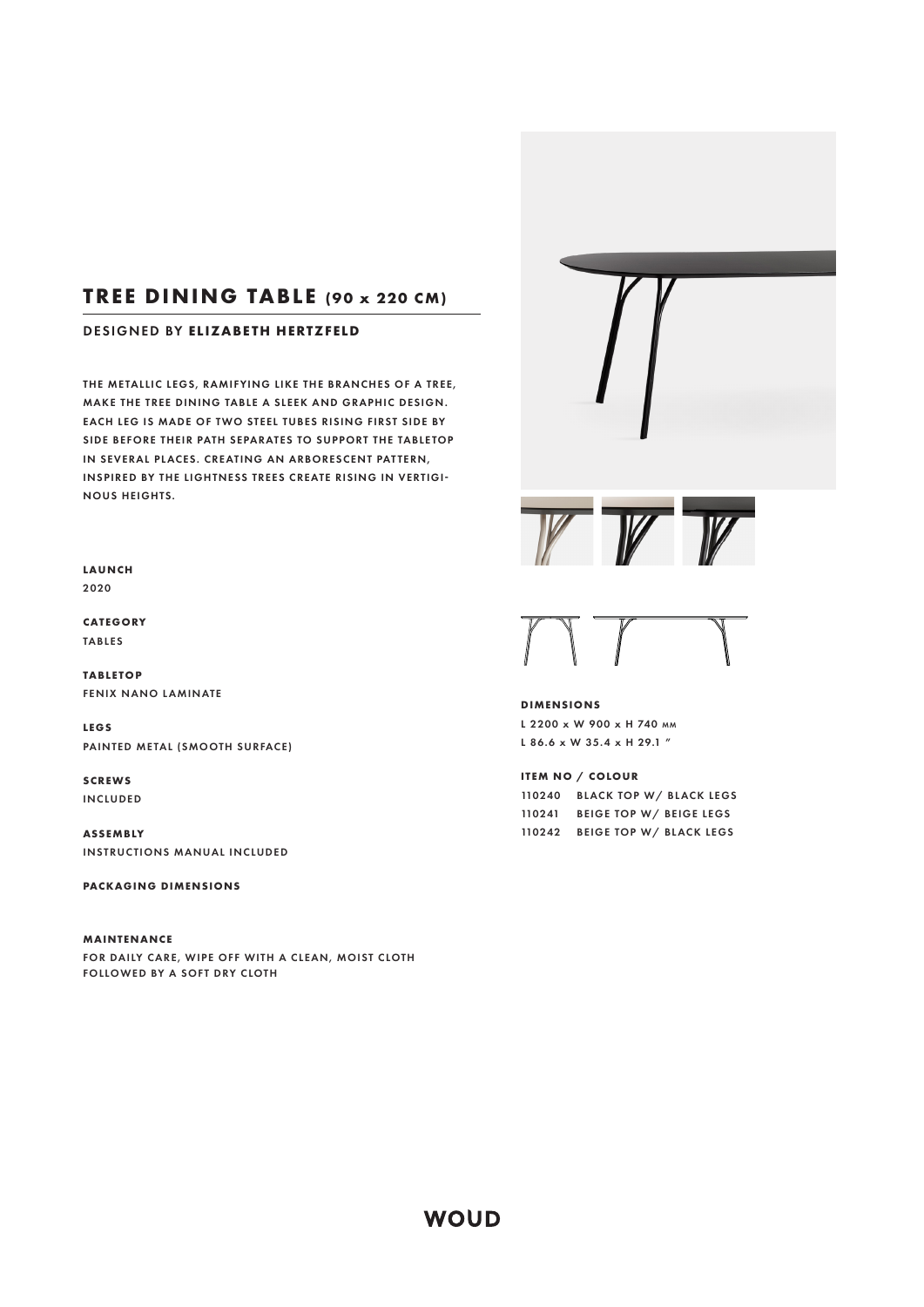# TREE DINING TABLE (90 x 220 CM)

DESIGNED BY **ELIZABETH HERTZFELD**

THE METALLIC LEGS, RAMIFYING LIKE THE BRANCHES OF A TREE, MAKE THE TREE DINING TABLE A SLEEK AND GRAPHIC DESIGN. EACH LEG IS MADE OF TWO STEEL TUBES RISING FIRST SIDE BY SIDE BEFORE THEIR PATH SEPARATES TO SUPPORT THE TABLETOP IN SEVERAL PLACES. CREATING AN ARBORESCENT PATTERN, INSPIRED BY THE LIGHTNESS TREES CREATE RISING IN VERTIGINOUS HEIGHTS.

**LAUNCH**
2020

**CATEGORY**
TABLES

**TABLETOP**
FENIX NANO LAMINATE

**LEGS**
PAINTED METAL (SMOOTH SURFACE)

**SCREWS**
INCLUDED

**ASSEMBLY**
INSTRUCTIONS MANUAL INCLUDED

**PACKAGING DIMENSIONS**

**MAINTENANCE**
FOR DAILY CARE, WIPE OFF WITH A CLEAN, MOIST CLOTH FOLLOWED BY A SOFT DRY CLOTH

**DIMENSIONS**
L 2200 x W 900 x H 740 MM
L 86.6 x W 35.4 x H 29.1 "

**ITEM NO / COLOUR**

| | |
|---|---|
| 110240 | BLACK TOP W/ BLACK LEGS |
| 110241 | BEIGE TOP W/ BEIGE LEGS |
| 110242 | BEIGE TOP W/ BLACK LEGS |

**WOUD**